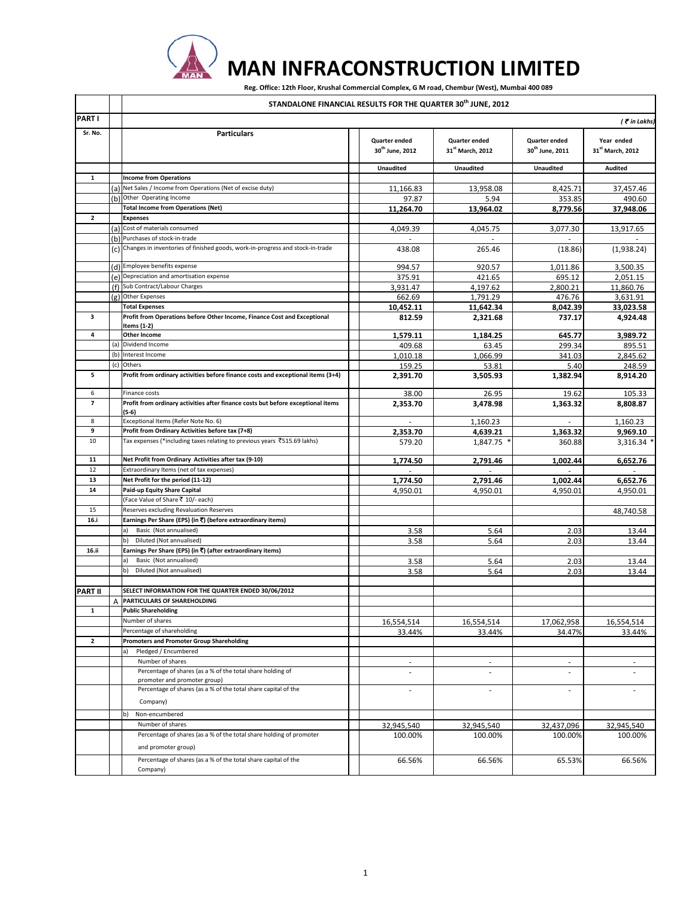# MAN INFRACONSTRUCTION LIMITED

**Reg. Office: 12th Floor, Krushal Commercial Complex, G M road, Chembur (West), Mumbai 400 089**

## STANDALONE FINANCIAL RESULTS FOR THE QUARTER 30th JUNE, 2012

**PART I**

*(₹ in Lakhs)*

| Sr. No. | | Particulars | Quarter ended 30th June, 2012 | Quarter ended 31st March, 2012 | Quarter ended 30th June, 2011 | Year ended 31st March, 2012 |
|---|---|---|---|---|---|---|
| | | | Unaudited | Unaudited | Unaudited | Audited |
| 1 | | **Income from Operations** | | | | |
| | (a) | Net Sales / Income from Operations (Net of excise duty) | 11,166.83 | 13,958.08 | 8,425.71 | 37,457.46 |
| | (b) | Other Operating Income | 97.87 | 5.94 | 353.85 | 490.60 |
| | | **Total Income from Operations (Net)** | **11,264.70** | **13,964.02** | **8,779.56** | **37,948.06** |
| 2 | | **Expenses** | | | | |
| | (a) | Cost of materials consumed | 4,049.39 | 4,045.75 | 3,077.30 | 13,917.65 |
| | (b) | Purchases of stock-in-trade | - | - | - | - |
| | (c) | Changes in inventories of finished goods, work-in-progress and stock-in-trade | 438.08 | 265.46 | (18.86) | (1,938.24) |
| | (d) | Employee benefits expense | 994.57 | 920.57 | 1,011.86 | 3,500.35 |
| | (e) | Depreciation and amortisation expense | 375.91 | 421.65 | 695.12 | 2,051.15 |
| | (f) | Sub Contract/Labour Charges | 3,931.47 | 4,197.62 | 2,800.21 | 11,860.76 |
| | (g) | Other Expenses | 662.69 | 1,791.29 | 476.76 | 3,631.91 |
| | | **Total Expenses** | **10,452.11** | **11,642.34** | **8,042.39** | **33,023.58** |
| 3 | | **Profit from Operations before Other Income, Finance Cost and Exceptional Items (1-2)** | **812.59** | **2,321.68** | **737.17** | **4,924.48** |
| 4 | | **Other Income** | **1,579.11** | **1,184.25** | **645.77** | **3,989.72** |
| | (a) | Dividend Income | 409.68 | 63.45 | 299.34 | 895.51 |
| | (b) | Interest Income | 1,010.18 | 1,066.99 | 341.03 | 2,845.62 |
| | (c) | Others | 159.25 | 53.81 | 5.40 | 248.59 |
| 5 | | **Profit from ordinary activities before finance costs and exceptional items (3+4)** | **2,391.70** | **3,505.93** | **1,382.94** | **8,914.20** |
| 6 | | Finance costs | 38.00 | 26.95 | 19.62 | 105.33 |
| 7 | | **Profit from ordinary activities after finance costs but before exceptional items (5-6)** | **2,353.70** | **3,478.98** | **1,363.32** | **8,808.87** |
| 8 | | Exceptional Items (Refer Note No. 6) | - | 1,160.23 | - | 1,160.23 |
| 9 | | **Profit from Ordinary Activities before tax (7+8)** | **2,353.70** | **4,639.21** | **1,363.32** | **9,969.10** |
| 10 | | Tax expenses (*including taxes relating to previous years ₹515.69 lakhs) | 579.20 | 1,847.75 * | 360.88 | 3,316.34 * |
| 11 | | **Net Profit from Ordinary Activities after tax (9-10)** | **1,774.50** | **2,791.46** | **1,002.44** | **6,652.76** |
| 12 | | Extraordinary Items (net of tax expenses) | - | - | - | - |
| 13 | | **Net Profit for the period (11-12)** | **1,774.50** | **2,791.46** | **1,002.44** | **6,652.76** |
| 14 | | **Paid-up Equity Share Capital** | 4,950.01 | 4,950.01 | 4,950.01 | 4,950.01 |
| | | (Face Value of Share ₹ 10/- each) | | | | |
| 15 | | Reserves excluding Revaluation Reserves | | | | 48,740.58 |
| 16.i | | **Earnings Per Share (EPS) (in ₹) (before extraordinary items)** | | | | |
| | | a) Basic (Not annualised) | 3.58 | 5.64 | 2.03 | 13.44 |
| | | b) Diluted (Not annualised) | 3.58 | 5.64 | 2.03 | 13.44 |
| 16.ii | | **Earnings Per Share (EPS) (in ₹) (after extraordinary items)** | | | | |
| | | a) Basic (Not annualised) | 3.58 | 5.64 | 2.03 | 13.44 |
| | | b) Diluted (Not annualised) | 3.58 | 5.64 | 2.03 | 13.44 |
| **PART II** | | **SELECT INFORMATION FOR THE QUARTER ENDED 30/06/2012** | | | | |
| | A | **PARTICULARS OF SHAREHOLDING** | | | | |
| 1 | | **Public Shareholding** | | | | |
| | | Number of shares | 16,554,514 | 16,554,514 | 17,062,958 | 16,554,514 |
| | | Percentage of shareholding | 33.44% | 33.44% | 34.47% | 33.44% |
| 2 | | **Promoters and Promoter Group Shareholding** | | | | |
| | | a) Pledged / Encumbered | | | | |
| | | Number of shares | - | - | - | - |
| | | Percentage of shares (as a % of the total share holding of promoter and promoter group) | - | - | - | - |
| | | Percentage of shares (as a % of the total share capital of the Company) | - | - | - | - |
| | | b) Non-encumbered | | | | |
| | | Number of shares | 32,945,540 | 32,945,540 | 32,437,096 | 32,945,540 |
| | | Percentage of shares (as a % of the total share holding of promoter and promoter group) | 100.00% | 100.00% | 100.00% | 100.00% |
| | | Percentage of shares (as a % of the total share capital of the Company) | 66.56% | 66.56% | 65.53% | 66.56% |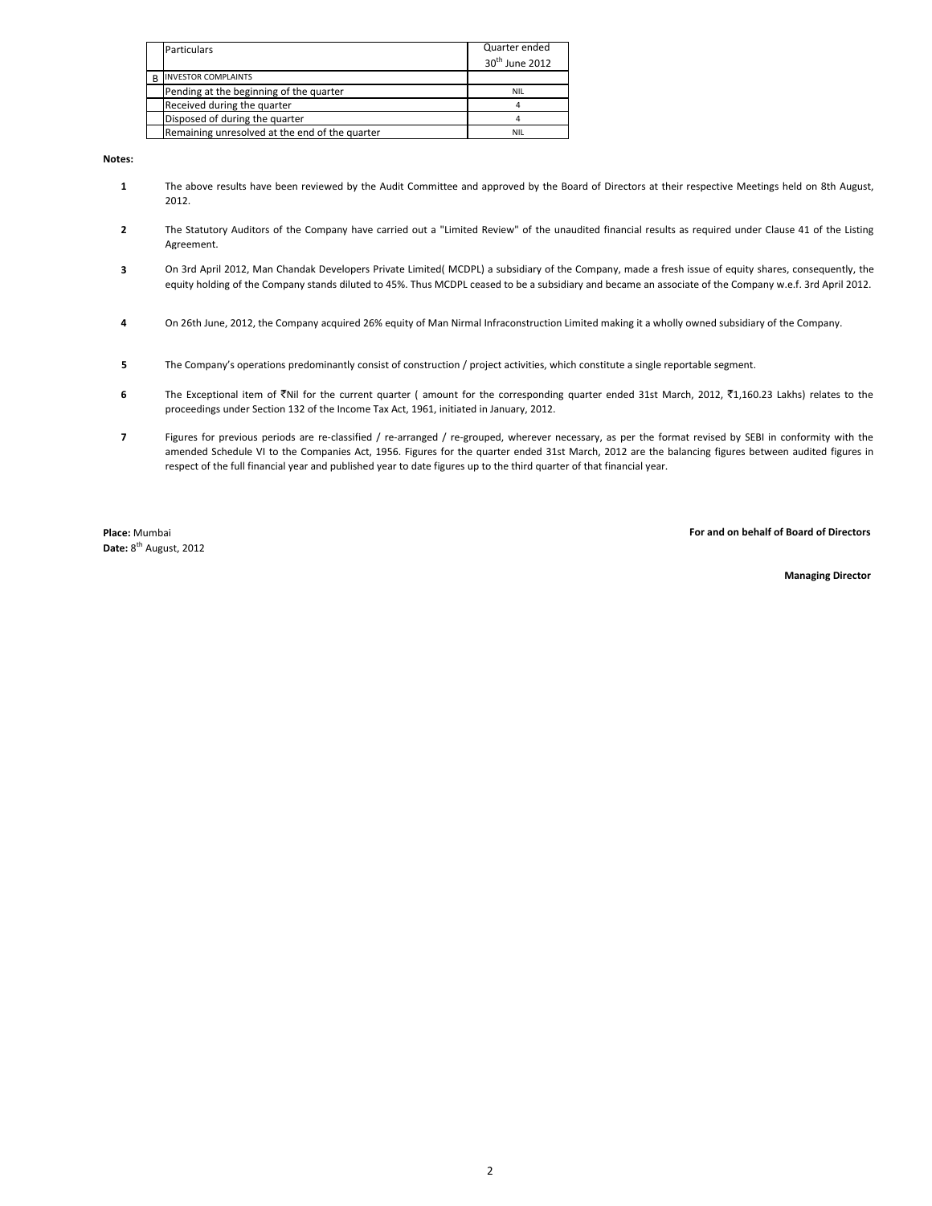| | Particulars | Quarter ended 30th June 2012 |
|---|---|---|
| B | INVESTOR COMPLAINTS | |
| | Pending at the beginning of the quarter | NIL |
| | Received during the quarter | 4 |
| | Disposed of during the quarter | 4 |
| | Remaining unresolved at the end of the quarter | NIL |

**Notes:**

**1** The above results have been reviewed by the Audit Committee and approved by the Board of Directors at their respective Meetings held on 8th August, 2012.

**2** The Statutory Auditors of the Company have carried out a "Limited Review" of the unaudited financial results as required under Clause 41 of the Listing Agreement.

**3** On 3rd April 2012, Man Chandak Developers Private Limited( MCDPL) a subsidiary of the Company, made a fresh issue of equity shares, consequently, the equity holding of the Company stands diluted to 45%. Thus MCDPL ceased to be a subsidiary and became an associate of the Company w.e.f. 3rd April 2012.

**4** On 26th June, 2012, the Company acquired 26% equity of Man Nirmal Infraconstruction Limited making it a wholly owned subsidiary of the Company.

**5** The Company's operations predominantly consist of construction / project activities, which constitute a single reportable segment.

**6** The Exceptional item of ₹Nil for the current quarter ( amount for the corresponding quarter ended 31st March, 2012, ₹1,160.23 Lakhs) relates to the proceedings under Section 132 of the Income Tax Act, 1961, initiated in January, 2012.

**7** Figures for previous periods are re-classified / re-arranged / re-grouped, wherever necessary, as per the format revised by SEBI in conformity with the amended Schedule VI to the Companies Act, 1956. Figures for the quarter ended 31st March, 2012 are the balancing figures between audited figures in respect of the full financial year and published year to date figures up to the third quarter of that financial year.

**Place:** Mumbai
**Date:** 8th August, 2012

**For and on behalf of Board of Directors**

**Managing Director**